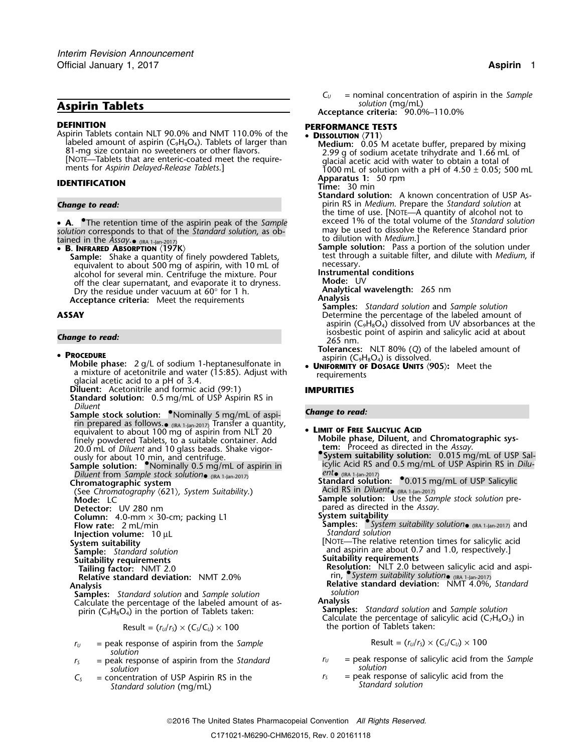# Aspirin Tablets

## DEFINITION

Aspirin Tablets contain NLT 90.0% and NMT 110.0% of the labeled amount of aspirin ($C_9H_8O_4$). Tablets of larger than 81-mg size contain no sweeteners or other flavors. [NOTE—Tablets that are enteric-coated meet the requirements for *Aspirin Delayed-Release Tablets*.]

## IDENTIFICATION

***Change to read:***

- **A.** •The retention time of the aspirin peak of the *Sample solution* corresponds to that of the *Standard solution*, as obtained in the *Assay*.• (IRA 1-Jan-2017)
- **B. INFRARED ABSORPTION** ⟨197K⟩
  **Sample:** Shake a quantity of finely powdered Tablets, equivalent to about 500 mg of aspirin, with 10 mL of alcohol for several min. Centrifuge the mixture. Pour off the clear supernatant, and evaporate it to dryness. Dry the residue under vacuum at 60° for 1 h.
  **Acceptance criteria:** Meet the requirements

## ASSAY

***Change to read:***

- **PROCEDURE**
  **Mobile phase:** 2 g/L of sodium 1-heptanesulfonate in a mixture of acetonitrile and water (15:85). Adjust with glacial acetic acid to a pH of 3.4.
  **Diluent:** Acetonitrile and formic acid (99:1)
  **Standard solution:** 0.5 mg/mL of USP Aspirin RS in *Diluent*
  **Sample stock solution:** •Nominally 5 mg/mL of aspirin prepared as follows.• (IRA 1-Jan-2017) Transfer a quantity, equivalent to about 100 mg of aspirin from NLT 20 finely powdered Tablets, to a suitable container. Add 20.0 mL of *Diluent* and 10 glass beads. Shake vigorously for about 10 min, and centrifuge.
  **Sample solution:** •Nominally 0.5 mg/mL of aspirin in *Diluent* from *Sample stock solution*• (IRA 1-Jan-2017)
  **Chromatographic system**
  (See *Chromatography* ⟨621⟩, *System Suitability*.)
  **Mode:** LC
  **Detector:** UV 280 nm
  **Column:** 4.0-mm × 30-cm; packing L1
  **Flow rate:** 2 mL/min
  **Injection volume:** 10 µL
  **System suitability**
  **Sample:** *Standard solution*
  **Suitability requirements**
  **Tailing factor:** NMT 2.0
  **Relative standard deviation:** NMT 2.0%
  **Analysis**
  **Samples:** *Standard solution* and *Sample solution*
  Calculate the percentage of the labeled amount of aspirin ($C_9H_8O_4$) in the portion of Tablets taken:

$$\text{Result} = (r_U/r_S) \times (C_S/C_U) \times 100$$

$r_U$ = peak response of aspirin from the *Sample solution*
$r_S$ = peak response of aspirin from the *Standard solution*
$C_S$ = concentration of USP Aspirin RS in the *Standard solution* (mg/mL)
$C_U$ = nominal concentration of aspirin in the *Sample solution* (mg/mL)

**Acceptance criteria:** 90.0%–110.0%

## PERFORMANCE TESTS

- **DISSOLUTION** ⟨711⟩
  **Medium:** 0.05 M acetate buffer, prepared by mixing 2.99 g of sodium acetate trihydrate and 1.66 mL of glacial acetic acid with water to obtain a total of 1000 mL of solution with a pH of 4.50 ± 0.05; 500 mL
  **Apparatus 1:** 50 rpm
  **Time:** 30 min
  **Standard solution:** A known concentration of USP Aspirin RS in *Medium*. Prepare the *Standard solution* at the time of use. [NOTE—A quantity of alcohol not to exceed 1% of the total volume of the *Standard solution* may be used to dissolve the Reference Standard prior to dilution with *Medium*.]
  **Sample solution:** Pass a portion of the solution under test through a suitable filter, and dilute with *Medium*, if necessary.
  **Instrumental conditions**
  **Mode:** UV
  **Analytical wavelength:** 265 nm
  **Analysis**
  **Samples:** *Standard solution* and *Sample solution*
  Determine the percentage of the labeled amount of aspirin ($C_9H_8O_4$) dissolved from UV absorbances at the isosbestic point of aspirin and salicylic acid at about 265 nm.
  **Tolerances:** NLT 80% (*Q*) of the labeled amount of aspirin ($C_9H_8O_4$) is dissolved.
- **UNIFORMITY OF DOSAGE UNITS** ⟨905⟩: Meet the requirements

## IMPURITIES

***Change to read:***

- **LIMIT OF FREE SALICYLIC ACID**
  **Mobile phase, Diluent,** and **Chromatographic system:** Proceed as directed in the *Assay*.
  •**System suitability solution:** 0.015 mg/mL of USP Salicylic Acid RS and 0.5 mg/mL of USP Aspirin RS in *Diluent*• (IRA 1-Jan-2017)
  **Standard solution:** •0.015 mg/mL of USP Salicylic Acid RS in *Diluent*• (IRA 1-Jan-2017)
  **Sample solution:** Use the *Sample stock solution* prepared as directed in the *Assay*.
  **System suitability**
  **Samples:** •*System suitability solution*• (IRA 1-Jan-2017) and *Standard solution*
  [NOTE—The relative retention times for salicylic acid and aspirin are about 0.7 and 1.0, respectively.]
  **Suitability requirements**
  **Resolution:** NLT 2.0 between salicylic acid and aspirin, •*System suitability solution*• (IRA 1-Jan-2017)
  **Relative standard deviation:** NMT 4.0%, *Standard solution*
  **Analysis**
  **Samples:** *Standard solution* and *Sample solution*
  Calculate the percentage of salicylic acid ($C_7H_6O_3$) in the portion of Tablets taken:

$$\text{Result} = (r_U/r_S) \times (C_S/C_U) \times 100$$

$r_U$ = peak response of salicylic acid from the *Sample solution*
$r_S$ = peak response of salicylic acid from the *Standard solution*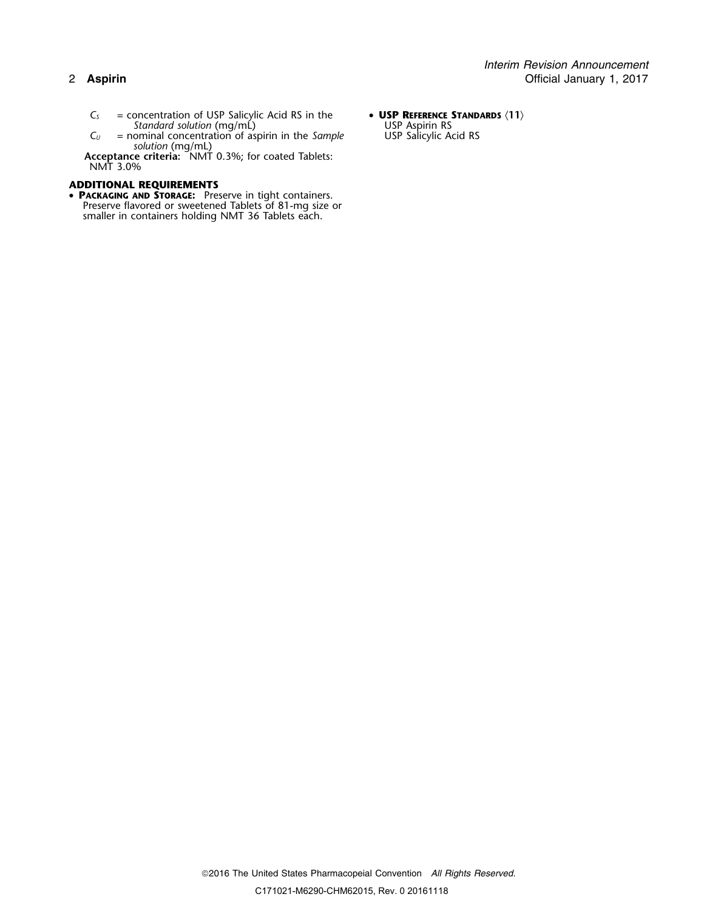$C_S$ = concentration of USP Salicylic Acid RS in the *Standard solution* (mg/mL)

$C_U$ = nominal concentration of aspirin in the *Sample solution* (mg/mL)

**Acceptance criteria:** NMT 0.3%; for coated Tablets: NMT 3.0%

## ADDITIONAL REQUIREMENTS

- **PACKAGING AND STORAGE:** Preserve in tight containers. Preserve flavored or sweetened Tablets of 81-mg size or smaller in containers holding NMT 36 Tablets each.
- **USP REFERENCE STANDARDS ⟨11⟩**
  USP Aspirin RS
  USP Salicylic Acid RS

©2016 The United States Pharmacopeial Convention *All Rights Reserved.*

C171021-M6290-CHM62015, Rev. 0 20161118